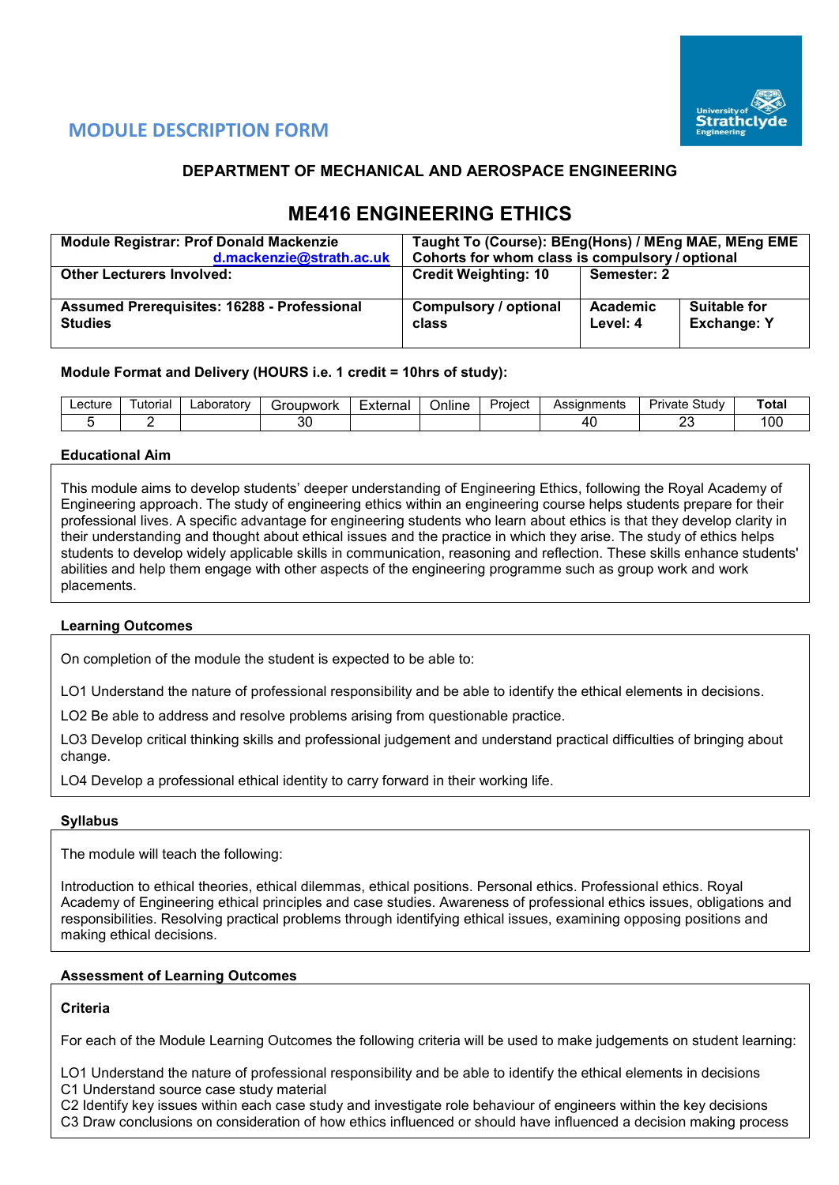## MODULE DESCRIPTION FORM

### DEPARTMENT OF MECHANICAL AND AEROSPACE ENGINEERING

# ME416 ENGINEERING ETHICS

| **Module Registrar: Prof Donald Mackenzie** d.mackenzie@strath.ac.uk | **Taught To (Course): BEng(Hons) / MEng MAE, MEng EME Cohorts for whom class is compulsory / optional** | | |
|---|---|---|---|
| **Other Lecturers Involved:** | **Credit Weighting: 10** | **Semester: 2** | |
| **Assumed Prerequisites: 16288 - Professional Studies** | **Compulsory / optional class** | **Academic Level: 4** | **Suitable for Exchange: Y** |

**Module Format and Delivery (HOURS i.e. 1 credit = 10hrs of study):**

| Lecture | Tutorial | Laboratory | Groupwork | External | Online | Project | Assignments | Private Study | **Total** |
|---|---|---|---|---|---|---|---|---|---|
| 5 | 2 | | 30 | | | | 40 | 23 | 100 |

**Educational Aim**

This module aims to develop students' deeper understanding of Engineering Ethics, following the Royal Academy of Engineering approach. The study of engineering ethics within an engineering course helps students prepare for their professional lives. A specific advantage for engineering students who learn about ethics is that they develop clarity in their understanding and thought about ethical issues and the practice in which they arise. The study of ethics helps students to develop widely applicable skills in communication, reasoning and reflection. These skills enhance students' abilities and help them engage with other aspects of the engineering programme such as group work and work placements.

**Learning Outcomes**

On completion of the module the student is expected to be able to:

LO1 Understand the nature of professional responsibility and be able to identify the ethical elements in decisions.

LO2 Be able to address and resolve problems arising from questionable practice.

LO3 Develop critical thinking skills and professional judgement and understand practical difficulties of bringing about change.

LO4 Develop a professional ethical identity to carry forward in their working life.

**Syllabus**

The module will teach the following:

Introduction to ethical theories, ethical dilemmas, ethical positions. Personal ethics. Professional ethics. Royal Academy of Engineering ethical principles and case studies. Awareness of professional ethics issues, obligations and responsibilities. Resolving practical problems through identifying ethical issues, examining opposing positions and making ethical decisions.

**Assessment of Learning Outcomes**

**Criteria**

For each of the Module Learning Outcomes the following criteria will be used to make judgements on student learning:

LO1 Understand the nature of professional responsibility and be able to identify the ethical elements in decisions
C1 Understand source case study material
C2 Identify key issues within each case study and investigate role behaviour of engineers within the key decisions
C3 Draw conclusions on consideration of how ethics influenced or should have influenced a decision making process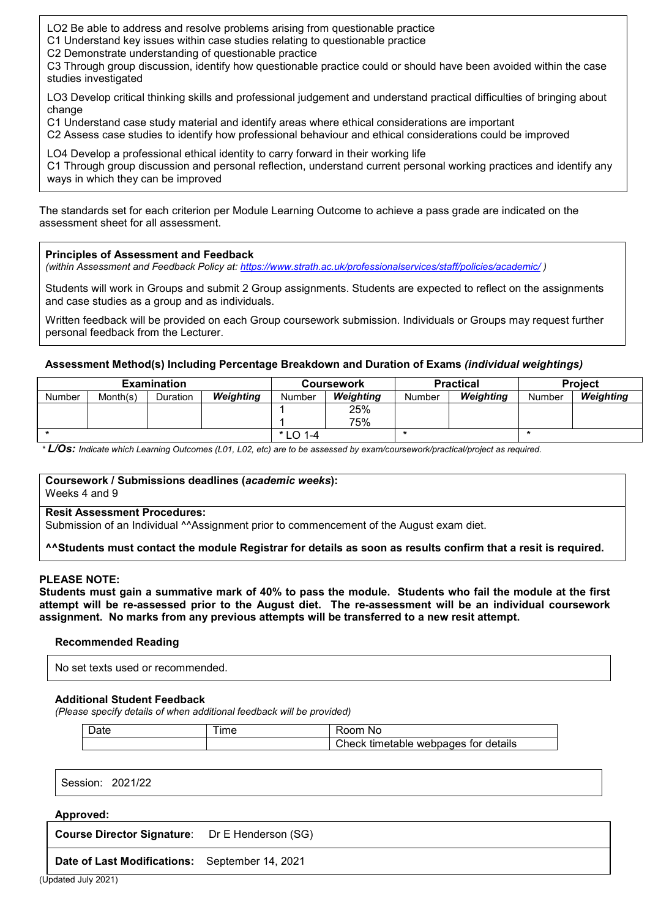LO2 Be able to address and resolve problems arising from questionable practice
C1 Understand key issues within case studies relating to questionable practice
C2 Demonstrate understanding of questionable practice
C3 Through group discussion, identify how questionable practice could or should have been avoided within the case studies investigated

LO3 Develop critical thinking skills and professional judgement and understand practical difficulties of bringing about change
C1 Understand case study material and identify areas where ethical considerations are important
C2 Assess case studies to identify how professional behaviour and ethical considerations could be improved

LO4 Develop a professional ethical identity to carry forward in their working life
C1 Through group discussion and personal reflection, understand current personal working practices and identify any ways in which they can be improved

The standards set for each criterion per Module Learning Outcome to achieve a pass grade are indicated on the assessment sheet for all assessment.

**Principles of Assessment and Feedback**
*(within Assessment and Feedback Policy at: https://www.strath.ac.uk/professionalservices/staff/policies/academic/ )*

Students will work in Groups and submit 2 Group assignments. Students are expected to reflect on the assignments and case studies as a group and as individuals.

Written feedback will be provided on each Group coursework submission. Individuals or Groups may request further personal feedback from the Lecturer.

**Assessment Method(s) Including Percentage Breakdown and Duration of Exams** ***(individual weightings)***

| Examination | | | | Coursework | | Practical | | Project | |
|---|---|---|---|---|---|---|---|---|---|
| Number | Month(s) | Duration | ***Weighting*** | Number | ***Weighting*** | Number | ***Weighting*** | Number | ***Weighting*** |
| | | | | 1<br>1 | 25%<br>75% | | | | |
| * | | | | * LO 1-4 | | * | | * | |

\* ***L/Os:*** *Indicate which Learning Outcomes (L01, L02, etc) are to be assessed by exam/coursework/practical/project as required.*

**Coursework / Submissions deadlines (*academic weeks*):**
Weeks 4 and 9

**Resit Assessment Procedures:**
Submission of an Individual ^^Assignment prior to commencement of the August exam diet.

**^^Students must contact the module Registrar for details as soon as results confirm that a resit is required.**

**PLEASE NOTE:**
**Students must gain a summative mark of 40% to pass the module. Students who fail the module at the first attempt will be re-assessed prior to the August diet. The re-assessment will be an individual coursework assignment. No marks from any previous attempts will be transferred to a new resit attempt.**

**Recommended Reading**

No set texts used or recommended.

**Additional Student Feedback**
*(Please specify details of when additional feedback will be provided)*

| Date | Time | Room No |
|---|---|---|
| | | Check timetable webpages for details |

Session: 2021/22

**Approved:**

**Course Director Signature**: Dr E Henderson (SG)

**Date of Last Modifications:** September 14, 2021

(Updated July 2021)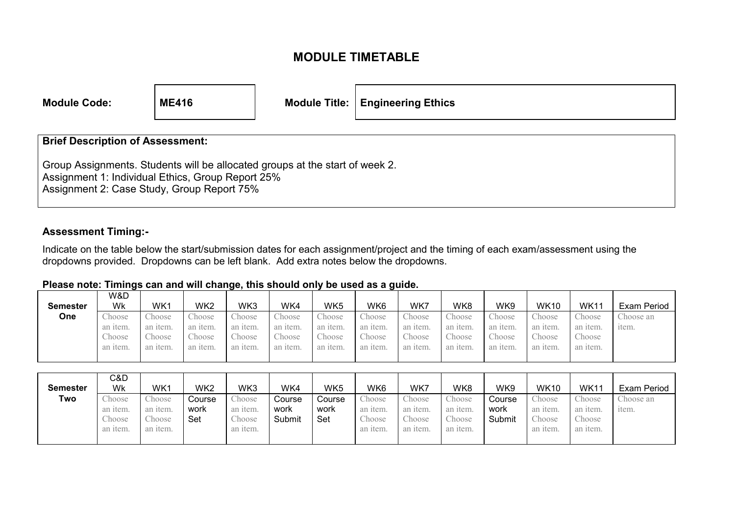# MODULE TIMETABLE

| **Module Code:** | **ME416** | **Module Title:** | **Engineering Ethics** |
| --- | --- | --- | --- |

**Brief Description of Assessment:**

Group Assignments. Students will be allocated groups at the start of week 2.
Assignment 1: Individual Ethics, Group Report 25%
Assignment 2: Case Study, Group Report 75%

**Assessment Timing:-**

Indicate on the table below the start/submission dates for each assignment/project and the timing of each exam/assessment using the dropdowns provided. Dropdowns can be left blank. Add extra notes below the dropdowns.

**Please note: Timings can and will change, this should only be used as a guide.**

| **Semester One** | W&D Wk | WK1 | WK2 | WK3 | WK4 | WK5 | WK6 | WK7 | WK8 | WK9 | WK10 | WK11 | Exam Period |
| --- | --- | --- | --- | --- | --- | --- | --- | --- | --- | --- | --- | --- | --- |
| | Choose an item. Choose an item. | Choose an item. Choose an item. | Choose an item. Choose an item. | Choose an item. Choose an item. | Choose an item. Choose an item. | Choose an item. Choose an item. | Choose an item. Choose an item. | Choose an item. Choose an item. | Choose an item. Choose an item. | Choose an item. Choose an item. | Choose an item. Choose an item. | Choose an item. Choose an item. | Choose an item. |

| **Semester Two** | C&D Wk | WK1 | WK2 | WK3 | WK4 | WK5 | WK6 | WK7 | WK8 | WK9 | WK10 | WK11 | Exam Period |
| --- | --- | --- | --- | --- | --- | --- | --- | --- | --- | --- | --- | --- | --- |
| | Choose an item. Choose an item. | Choose an item. Choose an item. | Course work Set | Choose an item. Choose an item. | Course work Submit | Course work Set | Choose an item. Choose an item. | Choose an item. Choose an item. | Choose an item. Choose an item. | Course work Submit | Choose an item. Choose an item. | Choose an item. Choose an item. | Choose an item. |